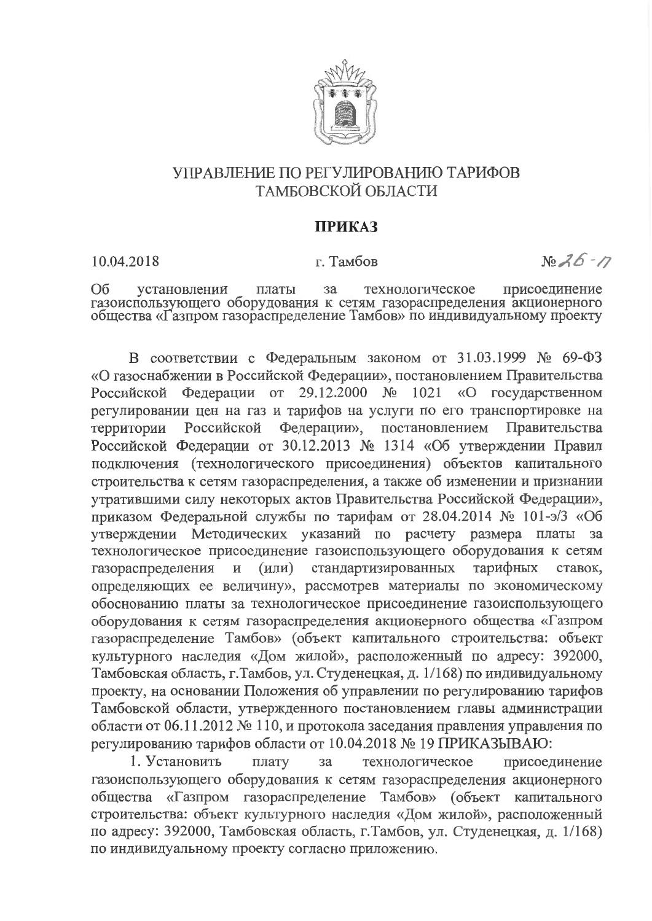# УПРАВЛЕНИЕ ПО РЕГУЛИРОВАНИЮ ТАРИФОВ ТАМБОВСКОЙ ОБЛАСТИ

## ПРИКАЗ

10.04.2018 г. Тамбов № 26-17

Об установлении платы за технологическое присоединение газоиспользующего оборудования к сетям газораспределения акционерного общества «Газпром газораспределение Тамбов» по индивидуальному проекту

В соответствии с Федеральным законом от 31.03.1999 № 69-ФЗ «О газоснабжении в Российской Федерации», постановлением Правительства Российской Федерации от 29.12.2000 № 1021 «О государственном регулировании цен на газ и тарифов на услуги по его транспортировке на территории Российской Федерации», постановлением Правительства Российской Федерации от 30.12.2013 № 1314 «Об утверждении Правил подключения (технологического присоединения) объектов капитального строительства к сетям газораспределения, а также об изменении и признании утратившими силу некоторых актов Правительства Российской Федерации», приказом Федеральной службы по тарифам от 28.04.2014 № 101-э/3 «Об утверждении Методических указаний по расчету размера платы за технологическое присоединение газоиспользующего оборудования к сетям газораспределения и (или) стандартизированных тарифных ставок, определяющих ее величину», рассмотрев материалы по экономическому обоснованию платы за технологическое присоединение газоиспользующего оборудования к сетям газораспределения акционерного общества «Газпром газораспределение Тамбов» (объект капитального строительства: объект культурного наследия «Дом жилой», расположенный по адресу: 392000, Тамбовская область, г.Тамбов, ул. Студенецкая, д. 1/168) по индивидуальному проекту, на основании Положения об управлении по регулированию тарифов Тамбовской области, утвержденного постановлением главы администрации области от 06.11.2012 № 110, и протокола заседания правления управления по регулированию тарифов области от 10.04.2018 № 19 ПРИКАЗЫВАЮ:

1. Установить плату за технологическое присоединение газоиспользующего оборудования к сетям газораспределения акционерного общества «Газпром газораспределение Тамбов» (объект капитального строительства: объект культурного наследия «Дом жилой», расположенный по адресу: 392000, Тамбовская область, г.Тамбов, ул. Студенецкая, д. 1/168) по индивидуальному проекту согласно приложению.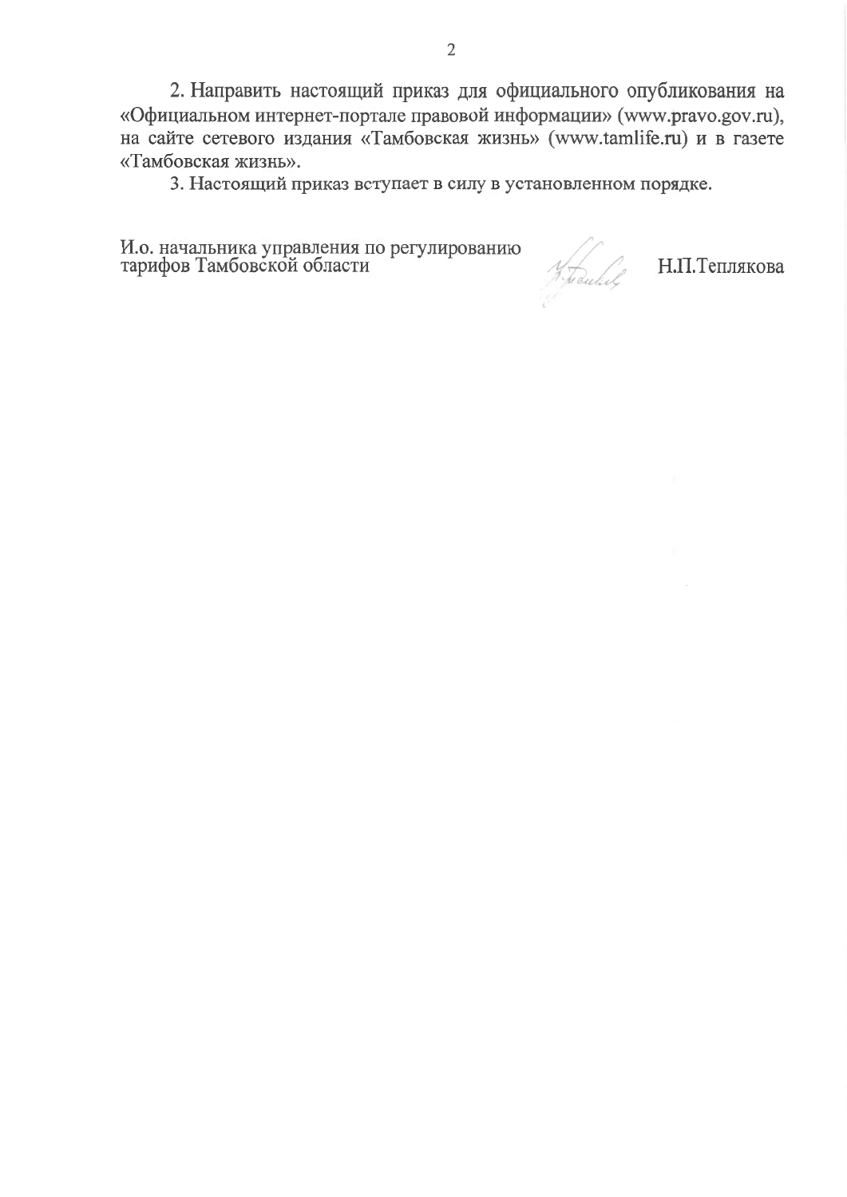2. Направить настоящий приказ для официального опубликования на «Официальном интернет-портале правовой информации» (www.pravo.gov.ru), на сайте сетевого издания «Тамбовская жизнь» (www.tamlife.ru) и в газете «Тамбовская жизнь».

3. Настоящий приказ вступает в силу в установленном порядке.

И.о. начальника управления по регулированию тарифов Тамбовской области Н.П.Теплякова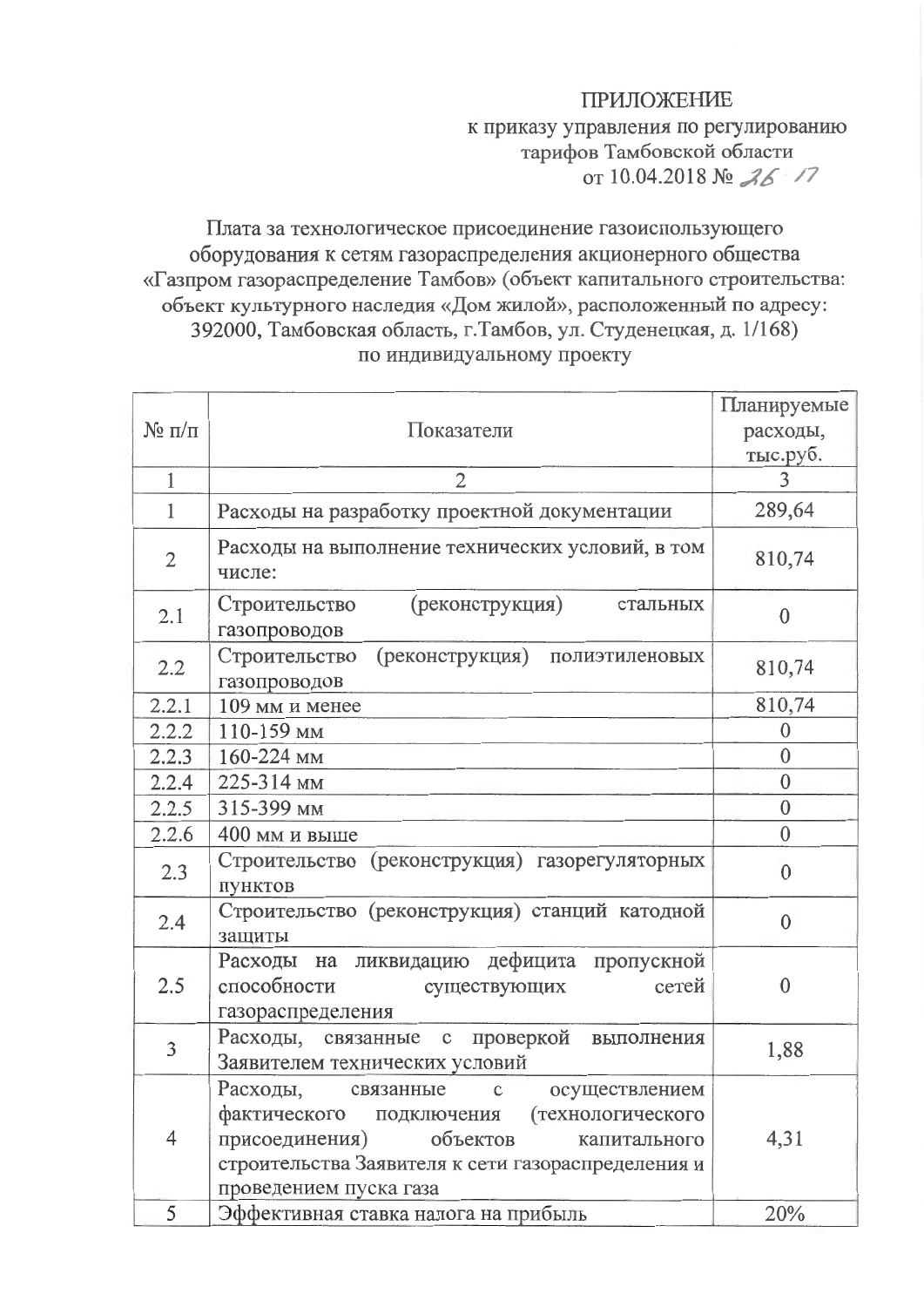ПРИЛОЖЕНИЕ
к приказу управления по регулированию
тарифов Тамбовской области
от 10.04.2018 № 26-17

Плата за технологическое присоединение газоиспользующего оборудования к сетям газораспределения акционерного общества «Газпром газораспределение Тамбов» (объект капитального строительства: объект культурного наследия «Дом жилой», расположенный по адресу: 392000, Тамбовская область, г.Тамбов, ул. Студенецкая, д. 1/168) по индивидуальному проекту

| № п/п | Показатели | Планируемые расходы, тыс.руб. |
|---|---|---|
| 1 | 2 | 3 |
| 1 | Расходы на разработку проектной документации | 289,64 |
| 2 | Расходы на выполнение технических условий, в том числе: | 810,74 |
| 2.1 | Строительство (реконструкция) стальных газопроводов | 0 |
| 2.2 | Строительство (реконструкция) полиэтиленовых газопроводов | 810,74 |
| 2.2.1 | 109 мм и менее | 810,74 |
| 2.2.2 | 110-159 мм | 0 |
| 2.2.3 | 160-224 мм | 0 |
| 2.2.4 | 225-314 мм | 0 |
| 2.2.5 | 315-399 мм | 0 |
| 2.2.6 | 400 мм и выше | 0 |
| 2.3 | Строительство (реконструкция) газорегуляторных пунктов | 0 |
| 2.4 | Строительство (реконструкция) станций катодной защиты | 0 |
| 2.5 | Расходы на ликвидацию дефицита пропускной способности существующих сетей газораспределения | 0 |
| 3 | Расходы, связанные с проверкой выполнения Заявителем технических условий | 1,88 |
| 4 | Расходы, связанные с осуществлением фактического подключения (технологического присоединения) объектов капитального строительства Заявителя к сети газораспределения и проведением пуска газа | 4,31 |
| 5 | Эффективная ставка налога на прибыль | 20% |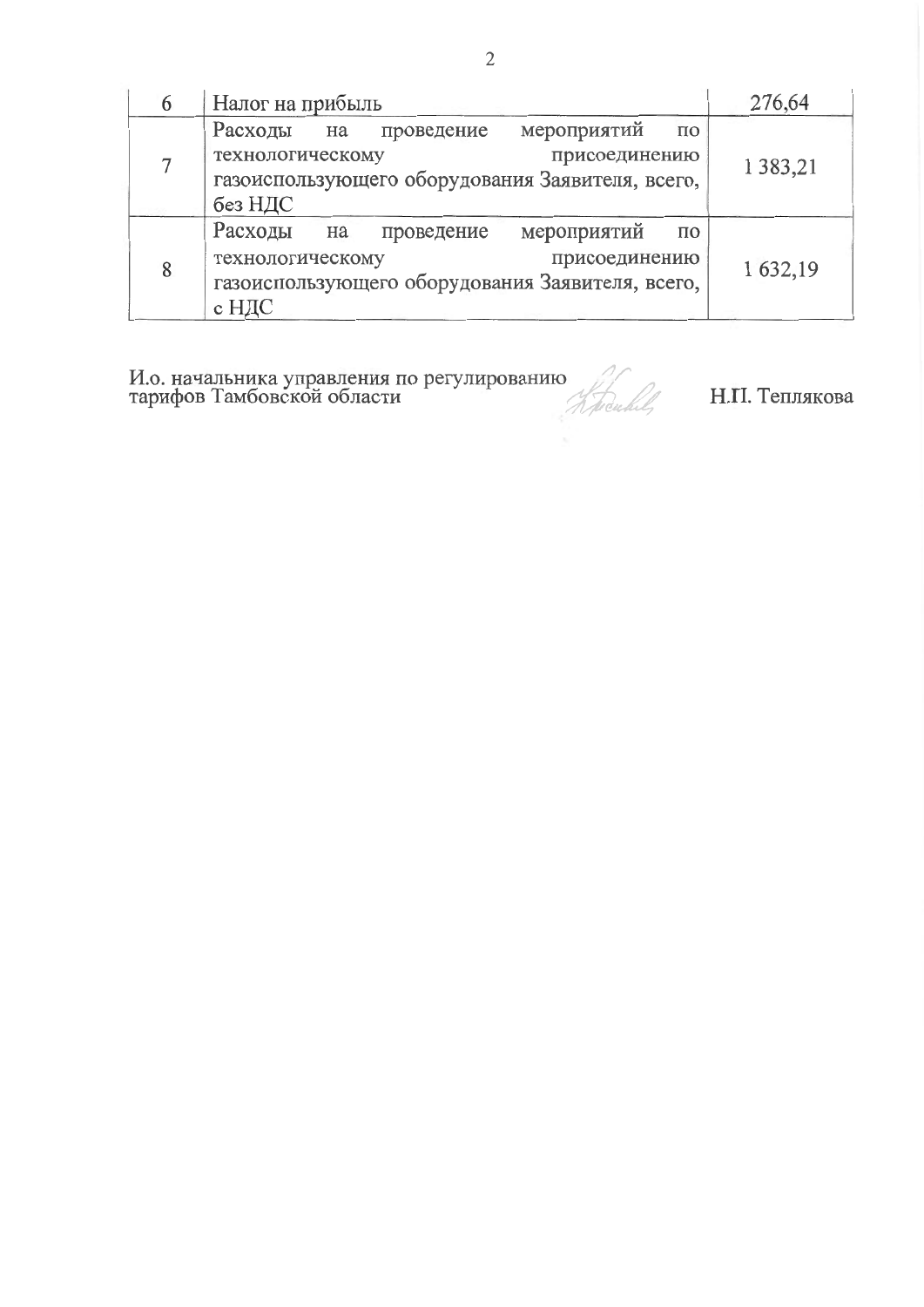| | | |
|---|---|---|
| 6 | Налог на прибыль | 276,64 |
| 7 | Расходы на проведение мероприятий по технологическому присоединению газоиспользующего оборудования Заявителя, всего, без НДС | 1 383,21 |
| 8 | Расходы на проведение мероприятий по технологическому присоединению газоиспользующего оборудования Заявителя, всего, с НДС | 1 632,19 |

И.о. начальника управления по регулированию тарифов Тамбовской области Н.П. Теплякова